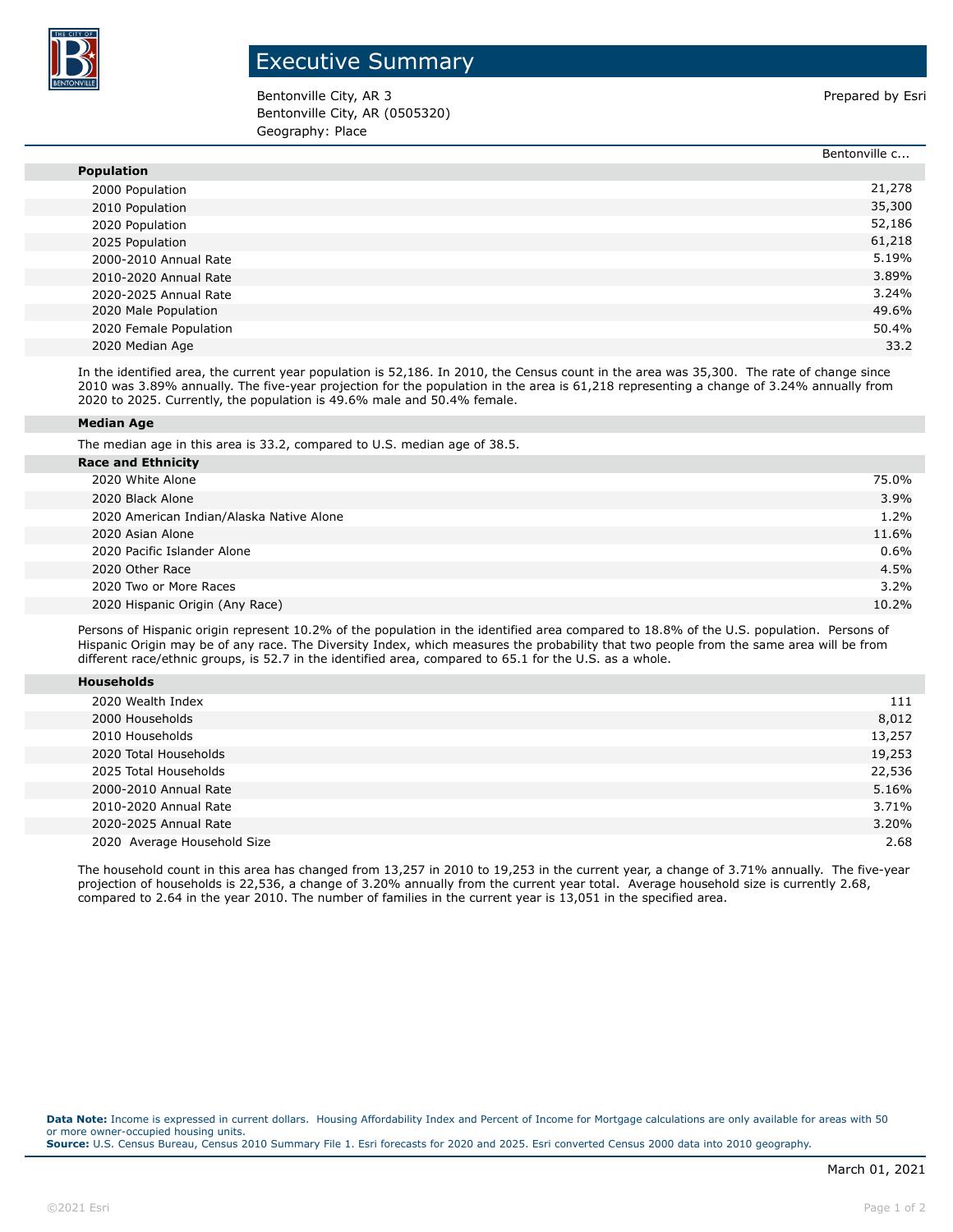# Executive Summary

Bentonville City, AR 3
Bentonville City, AR (0505320)
Geography: Place

Prepared by Esri

| | Bentonville c... |
|---|---|
| **Population** | |
| 2000 Population | 21,278 |
| 2010 Population | 35,300 |
| 2020 Population | 52,186 |
| 2025 Population | 61,218 |
| 2000-2010 Annual Rate | 5.19% |
| 2010-2020 Annual Rate | 3.89% |
| 2020-2025 Annual Rate | 3.24% |
| 2020 Male Population | 49.6% |
| 2020 Female Population | 50.4% |
| 2020 Median Age | 33.2 |

In the identified area, the current year population is 52,186. In 2010, the Census count in the area was 35,300. The rate of change since 2010 was 3.89% annually. The five-year projection for the population in the area is 61,218 representing a change of 3.24% annually from 2020 to 2025. Currently, the population is 49.6% male and 50.4% female.

**Median Age**

The median age in this area is 33.2, compared to U.S. median age of 38.5.

| **Race and Ethnicity** | |
|---|---|
| 2020 White Alone | 75.0% |
| 2020 Black Alone | 3.9% |
| 2020 American Indian/Alaska Native Alone | 1.2% |
| 2020 Asian Alone | 11.6% |
| 2020 Pacific Islander Alone | 0.6% |
| 2020 Other Race | 4.5% |
| 2020 Two or More Races | 3.2% |
| 2020 Hispanic Origin (Any Race) | 10.2% |

Persons of Hispanic origin represent 10.2% of the population in the identified area compared to 18.8% of the U.S. population. Persons of Hispanic Origin may be of any race. The Diversity Index, which measures the probability that two people from the same area will be from different race/ethnic groups, is 52.7 in the identified area, compared to 65.1 for the U.S. as a whole.

| **Households** | |
|---|---|
| 2020 Wealth Index | 111 |
| 2000 Households | 8,012 |
| 2010 Households | 13,257 |
| 2020 Total Households | 19,253 |
| 2025 Total Households | 22,536 |
| 2000-2010 Annual Rate | 5.16% |
| 2010-2020 Annual Rate | 3.71% |
| 2020-2025 Annual Rate | 3.20% |
| 2020 Average Household Size | 2.68 |

The household count in this area has changed from 13,257 in 2010 to 19,253 in the current year, a change of 3.71% annually. The five-year projection of households is 22,536, a change of 3.20% annually from the current year total. Average household size is currently 2.68, compared to 2.64 in the year 2010. The number of families in the current year is 13,051 in the specified area.

**Data Note:** Income is expressed in current dollars. Housing Affordability Index and Percent of Income for Mortgage calculations are only available for areas with 50 or more owner-occupied housing units.
**Source:** U.S. Census Bureau, Census 2010 Summary File 1. Esri forecasts for 2020 and 2025. Esri converted Census 2000 data into 2010 geography.

March 01, 2021

©2021 Esri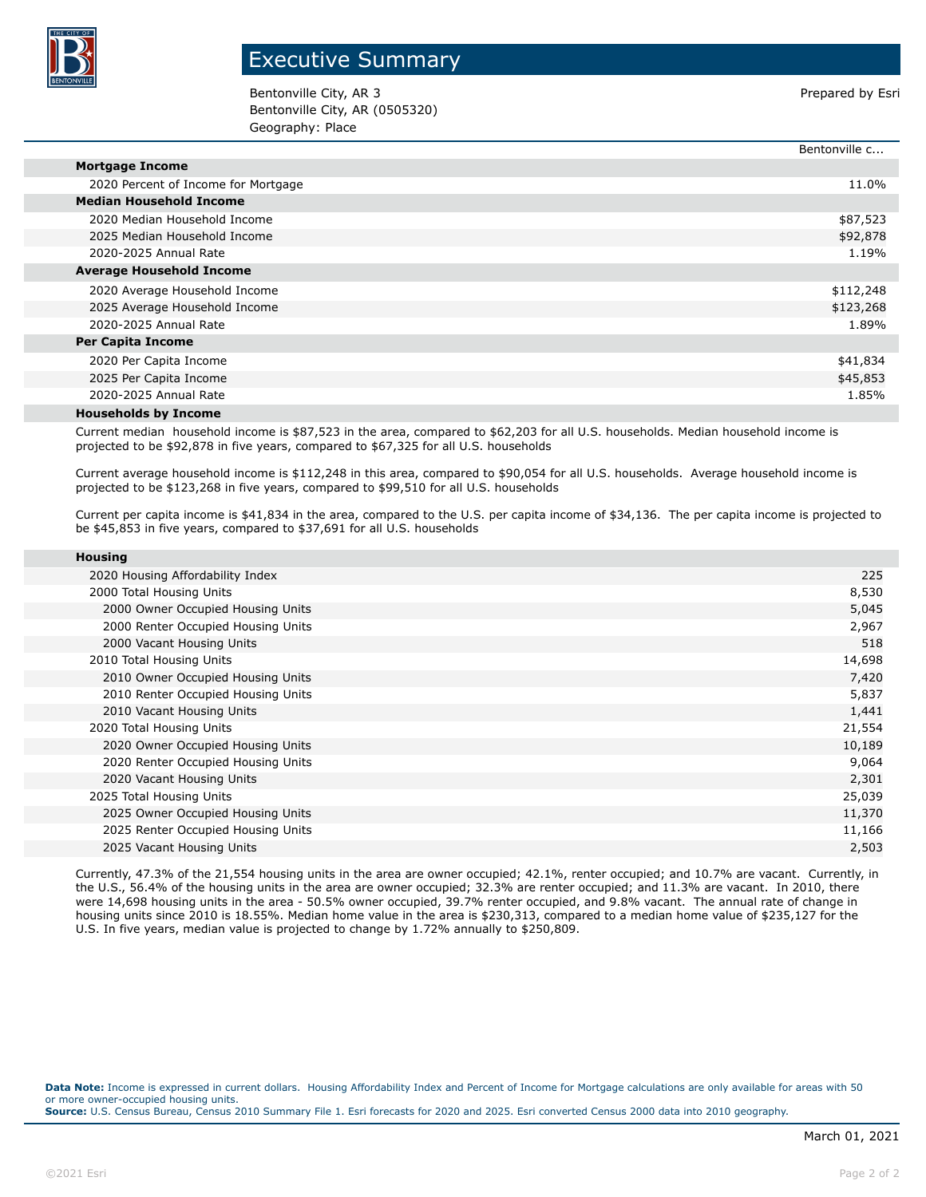# Executive Summary

Bentonville City, AR 3
Bentonville City, AR (0505320)
Geography: Place

Prepared by Esri

| | Bentonville c... |
|---|---|
| **Mortgage Income** | |
| 2020 Percent of Income for Mortgage | 11.0% |
| **Median Household Income** | |
| 2020 Median Household Income | $87,523 |
| 2025 Median Household Income | $92,878 |
| 2020-2025 Annual Rate | 1.19% |
| **Average Household Income** | |
| 2020 Average Household Income | $112,248 |
| 2025 Average Household Income | $123,268 |
| 2020-2025 Annual Rate | 1.89% |
| **Per Capita Income** | |
| 2020 Per Capita Income | $41,834 |
| 2025 Per Capita Income | $45,853 |
| 2020-2025 Annual Rate | 1.85% |

**Households by Income**

Current median household income is $87,523 in the area, compared to $62,203 for all U.S. households. Median household income is projected to be $92,878 in five years, compared to $67,325 for all U.S. households

Current average household income is $112,248 in this area, compared to $90,054 for all U.S. households. Average household income is projected to be $123,268 in five years, compared to $99,510 for all U.S. households

Current per capita income is $41,834 in the area, compared to the U.S. per capita income of $34,136. The per capita income is projected to be $45,853 in five years, compared to $37,691 for all U.S. households

| | |
|---|---|
| **Housing** | |
| 2020 Housing Affordability Index | 225 |
| 2000 Total Housing Units | 8,530 |
| 2000 Owner Occupied Housing Units | 5,045 |
| 2000 Renter Occupied Housing Units | 2,967 |
| 2000 Vacant Housing Units | 518 |
| 2010 Total Housing Units | 14,698 |
| 2010 Owner Occupied Housing Units | 7,420 |
| 2010 Renter Occupied Housing Units | 5,837 |
| 2010 Vacant Housing Units | 1,441 |
| 2020 Total Housing Units | 21,554 |
| 2020 Owner Occupied Housing Units | 10,189 |
| 2020 Renter Occupied Housing Units | 9,064 |
| 2020 Vacant Housing Units | 2,301 |
| 2025 Total Housing Units | 25,039 |
| 2025 Owner Occupied Housing Units | 11,370 |
| 2025 Renter Occupied Housing Units | 11,166 |
| 2025 Vacant Housing Units | 2,503 |

Currently, 47.3% of the 21,554 housing units in the area are owner occupied; 42.1%, renter occupied; and 10.7% are vacant. Currently, in the U.S., 56.4% of the housing units in the area are owner occupied; 32.3% are renter occupied; and 11.3% are vacant. In 2010, there were 14,698 housing units in the area - 50.5% owner occupied, 39.7% renter occupied, and 9.8% vacant. The annual rate of change in housing units since 2010 is 18.55%. Median home value in the area is $230,313, compared to a median home value of $235,127 for the U.S. In five years, median value is projected to change by 1.72% annually to $250,809.

**Data Note:** Income is expressed in current dollars. Housing Affordability Index and Percent of Income for Mortgage calculations are only available for areas with 50 or more owner-occupied housing units.
**Source:** U.S. Census Bureau, Census 2010 Summary File 1. Esri forecasts for 2020 and 2025. Esri converted Census 2000 data into 2010 geography.

March 01, 2021

©2021 Esri